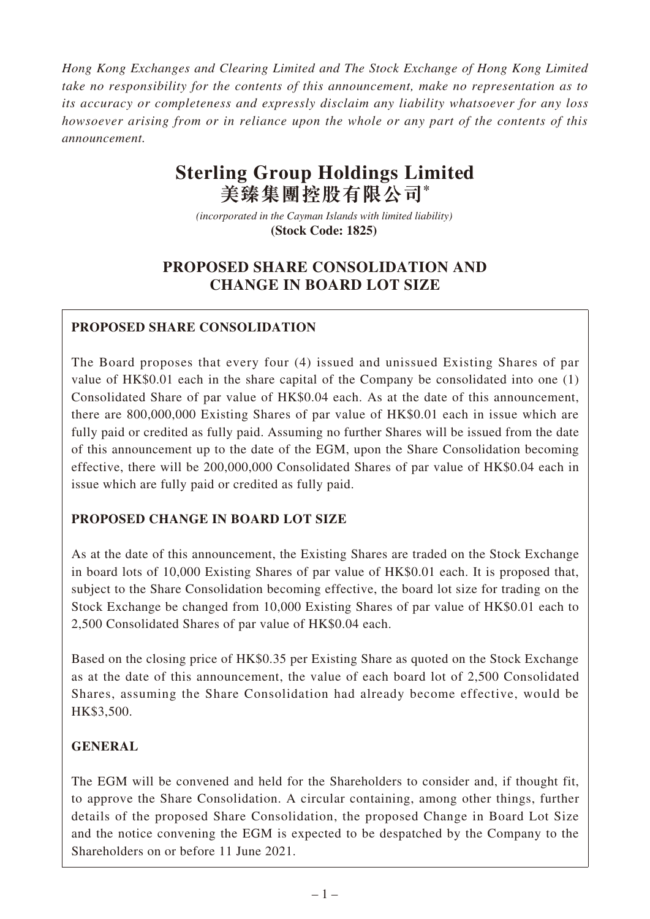*Hong Kong Exchanges and Clearing Limited and The Stock Exchange of Hong Kong Limited take no responsibility for the contents of this announcement, make no representation as to its accuracy or completeness and expressly disclaim any liability whatsoever for any loss howsoever arising from or in reliance upon the whole or any part of the contents of this announcement.*

# Sterling Group Holdings Limited
# 美臻集團控股有限公司*

*(incorporated in the Cayman Islands with limited liability)*
**(Stock Code: 1825)**

## PROPOSED SHARE CONSOLIDATION AND CHANGE IN BOARD LOT SIZE

### PROPOSED SHARE CONSOLIDATION

The Board proposes that every four (4) issued and unissued Existing Shares of par value of HK$0.01 each in the share capital of the Company be consolidated into one (1) Consolidated Share of par value of HK$0.04 each. As at the date of this announcement, there are 800,000,000 Existing Shares of par value of HK$0.01 each in issue which are fully paid or credited as fully paid. Assuming no further Shares will be issued from the date of this announcement up to the date of the EGM, upon the Share Consolidation becoming effective, there will be 200,000,000 Consolidated Shares of par value of HK$0.04 each in issue which are fully paid or credited as fully paid.

### PROPOSED CHANGE IN BOARD LOT SIZE

As at the date of this announcement, the Existing Shares are traded on the Stock Exchange in board lots of 10,000 Existing Shares of par value of HK$0.01 each. It is proposed that, subject to the Share Consolidation becoming effective, the board lot size for trading on the Stock Exchange be changed from 10,000 Existing Shares of par value of HK$0.01 each to 2,500 Consolidated Shares of par value of HK$0.04 each.

Based on the closing price of HK$0.35 per Existing Share as quoted on the Stock Exchange as at the date of this announcement, the value of each board lot of 2,500 Consolidated Shares, assuming the Share Consolidation had already become effective, would be HK$3,500.

### GENERAL

The EGM will be convened and held for the Shareholders to consider and, if thought fit, to approve the Share Consolidation. A circular containing, among other things, further details of the proposed Share Consolidation, the proposed Change in Board Lot Size and the notice convening the EGM is expected to be despatched by the Company to the Shareholders on or before 11 June 2021.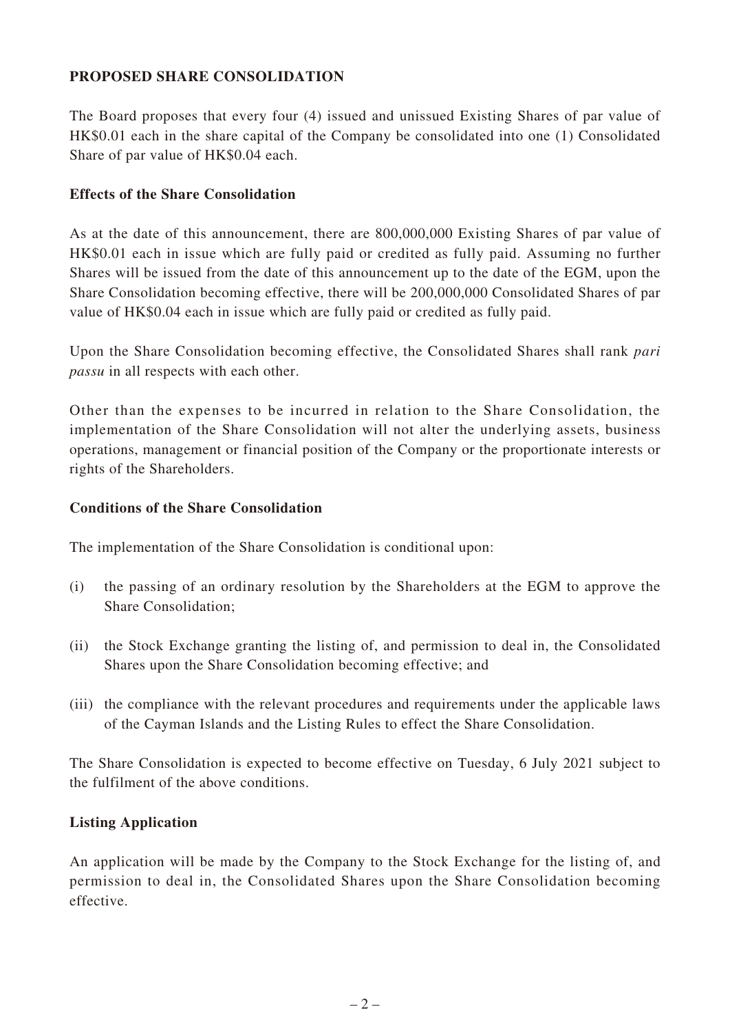## PROPOSED SHARE CONSOLIDATION

The Board proposes that every four (4) issued and unissued Existing Shares of par value of HK$0.01 each in the share capital of the Company be consolidated into one (1) Consolidated Share of par value of HK$0.04 each.

### Effects of the Share Consolidation

As at the date of this announcement, there are 800,000,000 Existing Shares of par value of HK$0.01 each in issue which are fully paid or credited as fully paid. Assuming no further Shares will be issued from the date of this announcement up to the date of the EGM, upon the Share Consolidation becoming effective, there will be 200,000,000 Consolidated Shares of par value of HK$0.04 each in issue which are fully paid or credited as fully paid.

Upon the Share Consolidation becoming effective, the Consolidated Shares shall rank *pari passu* in all respects with each other.

Other than the expenses to be incurred in relation to the Share Consolidation, the implementation of the Share Consolidation will not alter the underlying assets, business operations, management or financial position of the Company or the proportionate interests or rights of the Shareholders.

### Conditions of the Share Consolidation

The implementation of the Share Consolidation is conditional upon:

(i) the passing of an ordinary resolution by the Shareholders at the EGM to approve the Share Consolidation;

(ii) the Stock Exchange granting the listing of, and permission to deal in, the Consolidated Shares upon the Share Consolidation becoming effective; and

(iii) the compliance with the relevant procedures and requirements under the applicable laws of the Cayman Islands and the Listing Rules to effect the Share Consolidation.

The Share Consolidation is expected to become effective on Tuesday, 6 July 2021 subject to the fulfilment of the above conditions.

### Listing Application

An application will be made by the Company to the Stock Exchange for the listing of, and permission to deal in, the Consolidated Shares upon the Share Consolidation becoming effective.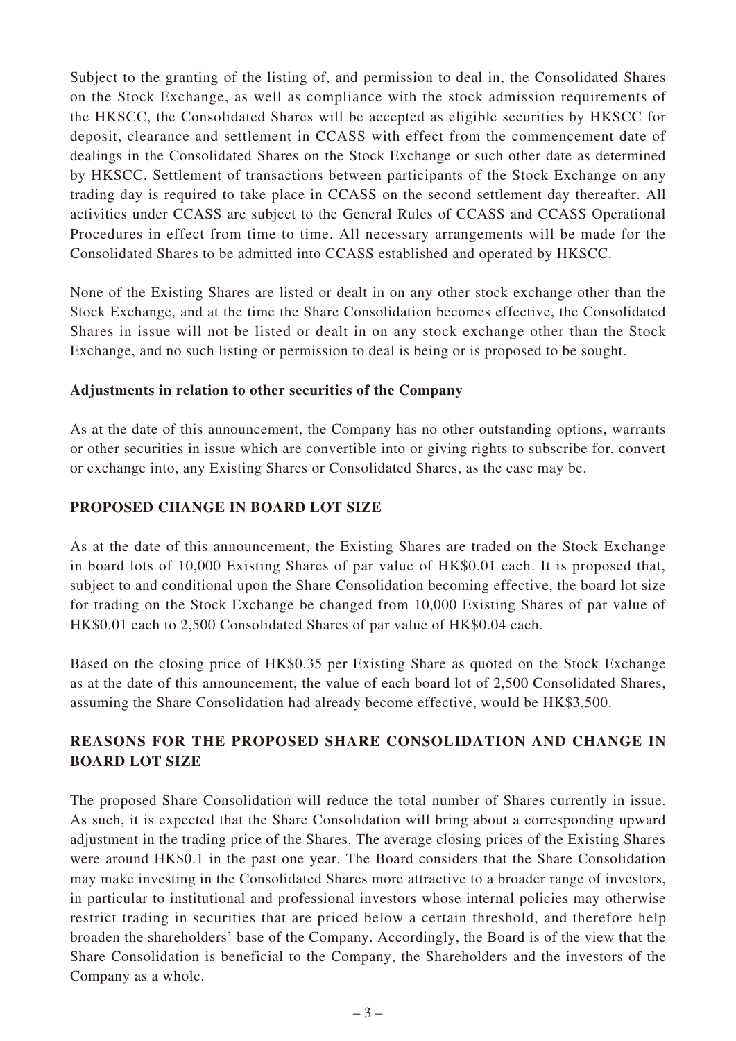Subject to the granting of the listing of, and permission to deal in, the Consolidated Shares on the Stock Exchange, as well as compliance with the stock admission requirements of the HKSCC, the Consolidated Shares will be accepted as eligible securities by HKSCC for deposit, clearance and settlement in CCASS with effect from the commencement date of dealings in the Consolidated Shares on the Stock Exchange or such other date as determined by HKSCC. Settlement of transactions between participants of the Stock Exchange on any trading day is required to take place in CCASS on the second settlement day thereafter. All activities under CCASS are subject to the General Rules of CCASS and CCASS Operational Procedures in effect from time to time. All necessary arrangements will be made for the Consolidated Shares to be admitted into CCASS established and operated by HKSCC.

None of the Existing Shares are listed or dealt in on any other stock exchange other than the Stock Exchange, and at the time the Share Consolidation becomes effective, the Consolidated Shares in issue will not be listed or dealt in on any stock exchange other than the Stock Exchange, and no such listing or permission to deal is being or is proposed to be sought.

**Adjustments in relation to other securities of the Company**

As at the date of this announcement, the Company has no other outstanding options, warrants or other securities in issue which are convertible into or giving rights to subscribe for, convert or exchange into, any Existing Shares or Consolidated Shares, as the case may be.

## PROPOSED CHANGE IN BOARD LOT SIZE

As at the date of this announcement, the Existing Shares are traded on the Stock Exchange in board lots of 10,000 Existing Shares of par value of HK$0.01 each. It is proposed that, subject to and conditional upon the Share Consolidation becoming effective, the board lot size for trading on the Stock Exchange be changed from 10,000 Existing Shares of par value of HK$0.01 each to 2,500 Consolidated Shares of par value of HK$0.04 each.

Based on the closing price of HK$0.35 per Existing Share as quoted on the Stock Exchange as at the date of this announcement, the value of each board lot of 2,500 Consolidated Shares, assuming the Share Consolidation had already become effective, would be HK$3,500.

## REASONS FOR THE PROPOSED SHARE CONSOLIDATION AND CHANGE IN BOARD LOT SIZE

The proposed Share Consolidation will reduce the total number of Shares currently in issue. As such, it is expected that the Share Consolidation will bring about a corresponding upward adjustment in the trading price of the Shares. The average closing prices of the Existing Shares were around HK$0.1 in the past one year. The Board considers that the Share Consolidation may make investing in the Consolidated Shares more attractive to a broader range of investors, in particular to institutional and professional investors whose internal policies may otherwise restrict trading in securities that are priced below a certain threshold, and therefore help broaden the shareholders' base of the Company. Accordingly, the Board is of the view that the Share Consolidation is beneficial to the Company, the Shareholders and the investors of the Company as a whole.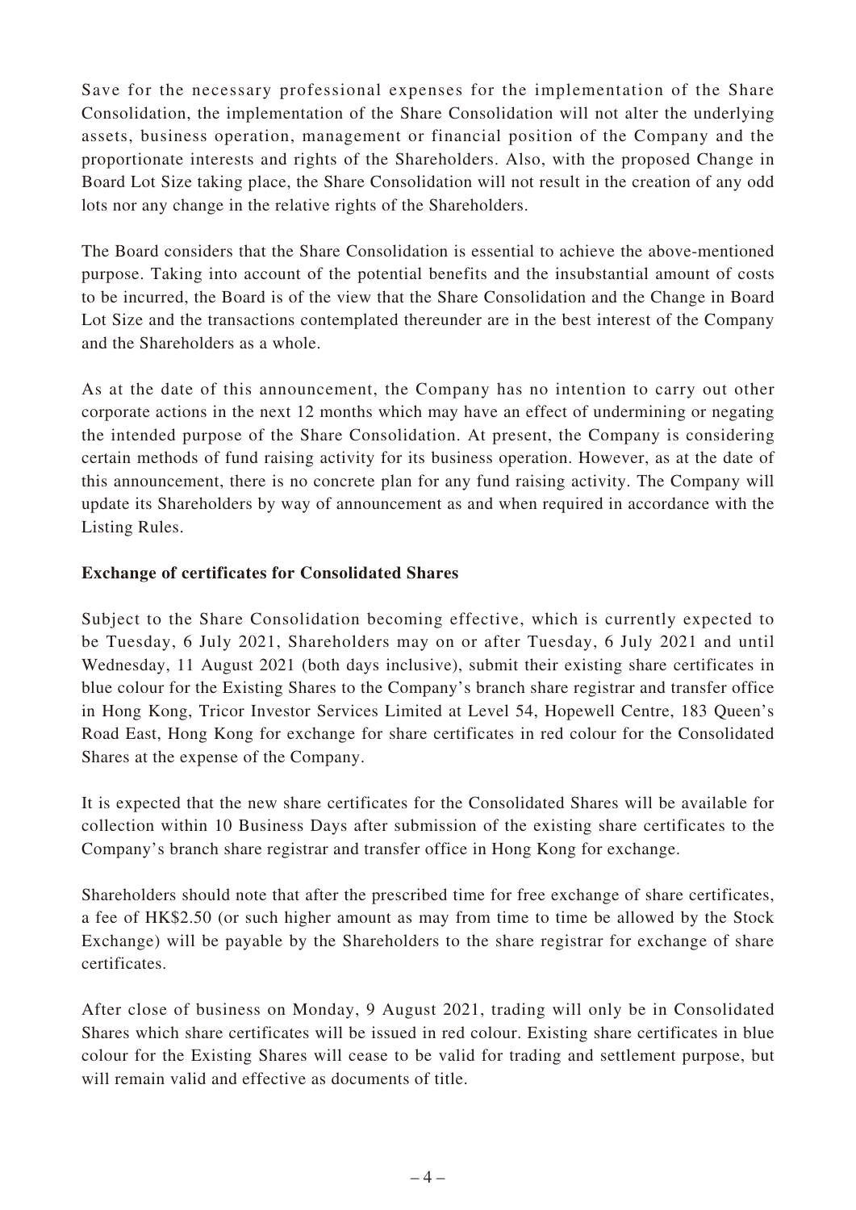Save for the necessary professional expenses for the implementation of the Share Consolidation, the implementation of the Share Consolidation will not alter the underlying assets, business operation, management or financial position of the Company and the proportionate interests and rights of the Shareholders. Also, with the proposed Change in Board Lot Size taking place, the Share Consolidation will not result in the creation of any odd lots nor any change in the relative rights of the Shareholders.

The Board considers that the Share Consolidation is essential to achieve the above-mentioned purpose. Taking into account of the potential benefits and the insubstantial amount of costs to be incurred, the Board is of the view that the Share Consolidation and the Change in Board Lot Size and the transactions contemplated thereunder are in the best interest of the Company and the Shareholders as a whole.

As at the date of this announcement, the Company has no intention to carry out other corporate actions in the next 12 months which may have an effect of undermining or negating the intended purpose of the Share Consolidation. At present, the Company is considering certain methods of fund raising activity for its business operation. However, as at the date of this announcement, there is no concrete plan for any fund raising activity. The Company will update its Shareholders by way of announcement as and when required in accordance with the Listing Rules.

**Exchange of certificates for Consolidated Shares**

Subject to the Share Consolidation becoming effective, which is currently expected to be Tuesday, 6 July 2021, Shareholders may on or after Tuesday, 6 July 2021 and until Wednesday, 11 August 2021 (both days inclusive), submit their existing share certificates in blue colour for the Existing Shares to the Company's branch share registrar and transfer office in Hong Kong, Tricor Investor Services Limited at Level 54, Hopewell Centre, 183 Queen's Road East, Hong Kong for exchange for share certificates in red colour for the Consolidated Shares at the expense of the Company.

It is expected that the new share certificates for the Consolidated Shares will be available for collection within 10 Business Days after submission of the existing share certificates to the Company's branch share registrar and transfer office in Hong Kong for exchange.

Shareholders should note that after the prescribed time for free exchange of share certificates, a fee of HK$2.50 (or such higher amount as may from time to time be allowed by the Stock Exchange) will be payable by the Shareholders to the share registrar for exchange of share certificates.

After close of business on Monday, 9 August 2021, trading will only be in Consolidated Shares which share certificates will be issued in red colour. Existing share certificates in blue colour for the Existing Shares will cease to be valid for trading and settlement purpose, but will remain valid and effective as documents of title.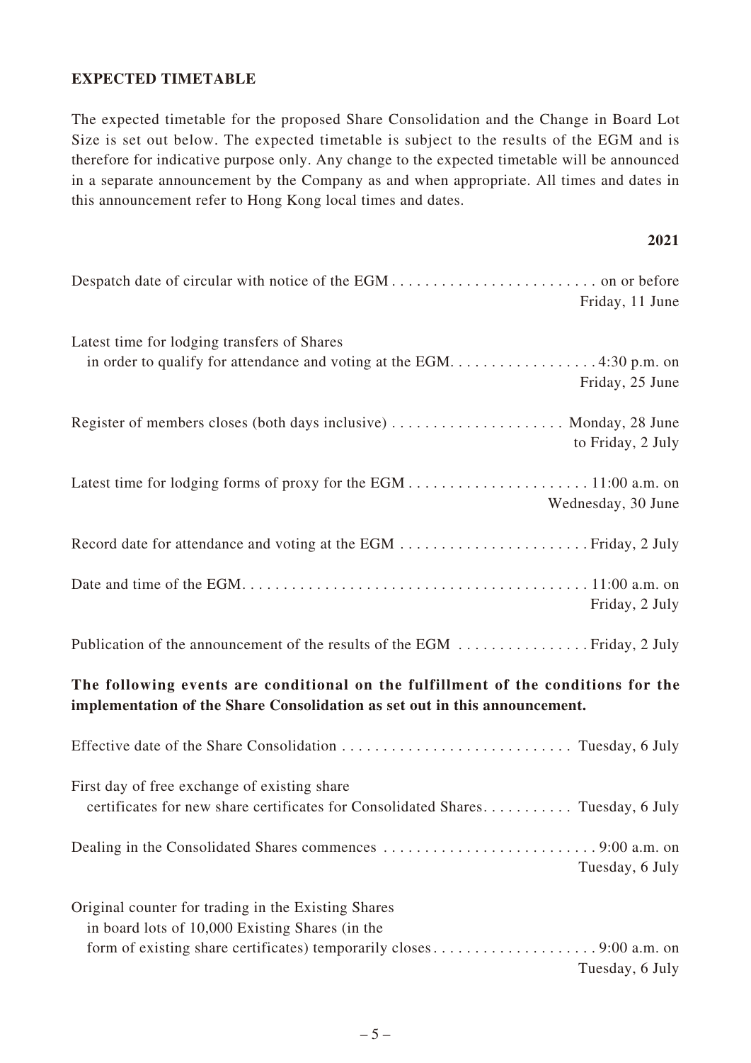**EXPECTED TIMETABLE**

The expected timetable for the proposed Share Consolidation and the Change in Board Lot Size is set out below. The expected timetable is subject to the results of the EGM and is therefore for indicative purpose only. Any change to the expected timetable will be announced in a separate announcement by the Company as and when appropriate. All times and dates in this announcement refer to Hong Kong local times and dates.

| | **2021** |
|---|---|
| Despatch date of circular with notice of the EGM | on or before Friday, 11 June |
| Latest time for lodging transfers of Shares in order to qualify for attendance and voting at the EGM | 4:30 p.m. on Friday, 25 June |
| Register of members closes (both days inclusive) | Monday, 28 June to Friday, 2 July |
| Latest time for lodging forms of proxy for the EGM | 11:00 a.m. on Wednesday, 30 June |
| Record date for attendance and voting at the EGM | Friday, 2 July |
| Date and time of the EGM | 11:00 a.m. on Friday, 2 July |
| Publication of the announcement of the results of the EGM | Friday, 2 July |

**The following events are conditional on the fulfillment of the conditions for the implementation of the Share Consolidation as set out in this announcement.**

| | |
|---|---|
| Effective date of the Share Consolidation | Tuesday, 6 July |
| First day of free exchange of existing share certificates for new share certificates for Consolidated Shares | Tuesday, 6 July |
| Dealing in the Consolidated Shares commences | 9:00 a.m. on Tuesday, 6 July |
| Original counter for trading in the Existing Shares in board lots of 10,000 Existing Shares (in the form of existing share certificates) temporarily closes | 9:00 a.m. on Tuesday, 6 July |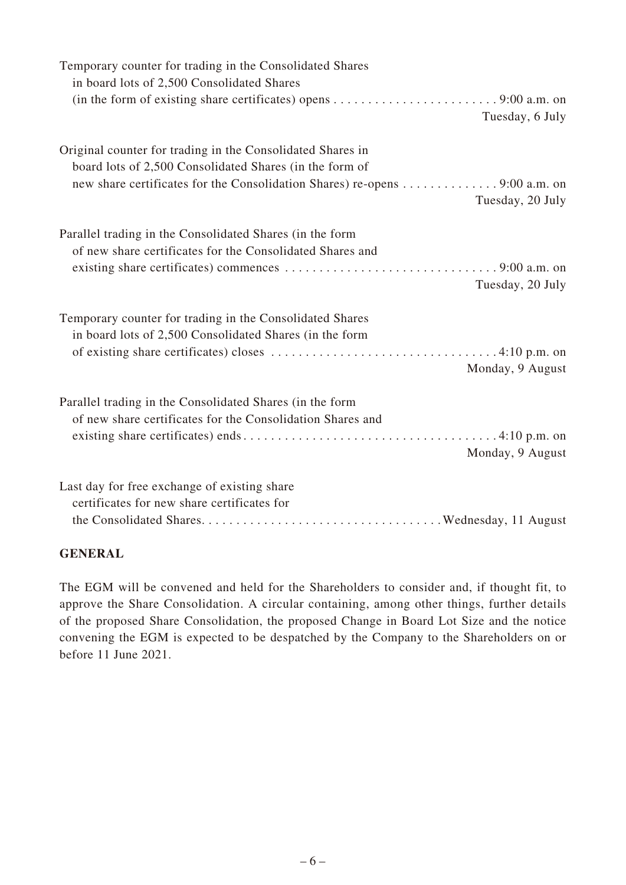| | |
|---|---|
| Temporary counter for trading in the Consolidated Shares in board lots of 2,500 Consolidated Shares (in the form of existing share certificates) opens | 9:00 a.m. on Tuesday, 6 July |
| Original counter for trading in the Consolidated Shares in board lots of 2,500 Consolidated Shares (in the form of new share certificates for the Consolidation Shares) re-opens | 9:00 a.m. on Tuesday, 20 July |
| Parallel trading in the Consolidated Shares (in the form of new share certificates for the Consolidated Shares and existing share certificates) commences | 9:00 a.m. on Tuesday, 20 July |
| Temporary counter for trading in the Consolidated Shares in board lots of 2,500 Consolidated Shares (in the form of existing share certificates) closes | 4:10 p.m. on Monday, 9 August |
| Parallel trading in the Consolidated Shares (in the form of new share certificates for the Consolidation Shares and existing share certificates) ends | 4:10 p.m. on Monday, 9 August |
| Last day for free exchange of existing share certificates for new share certificates for the Consolidated Shares | Wednesday, 11 August |

## GENERAL

The EGM will be convened and held for the Shareholders to consider and, if thought fit, to approve the Share Consolidation. A circular containing, among other things, further details of the proposed Share Consolidation, the proposed Change in Board Lot Size and the notice convening the EGM is expected to be despatched by the Company to the Shareholders on or before 11 June 2021.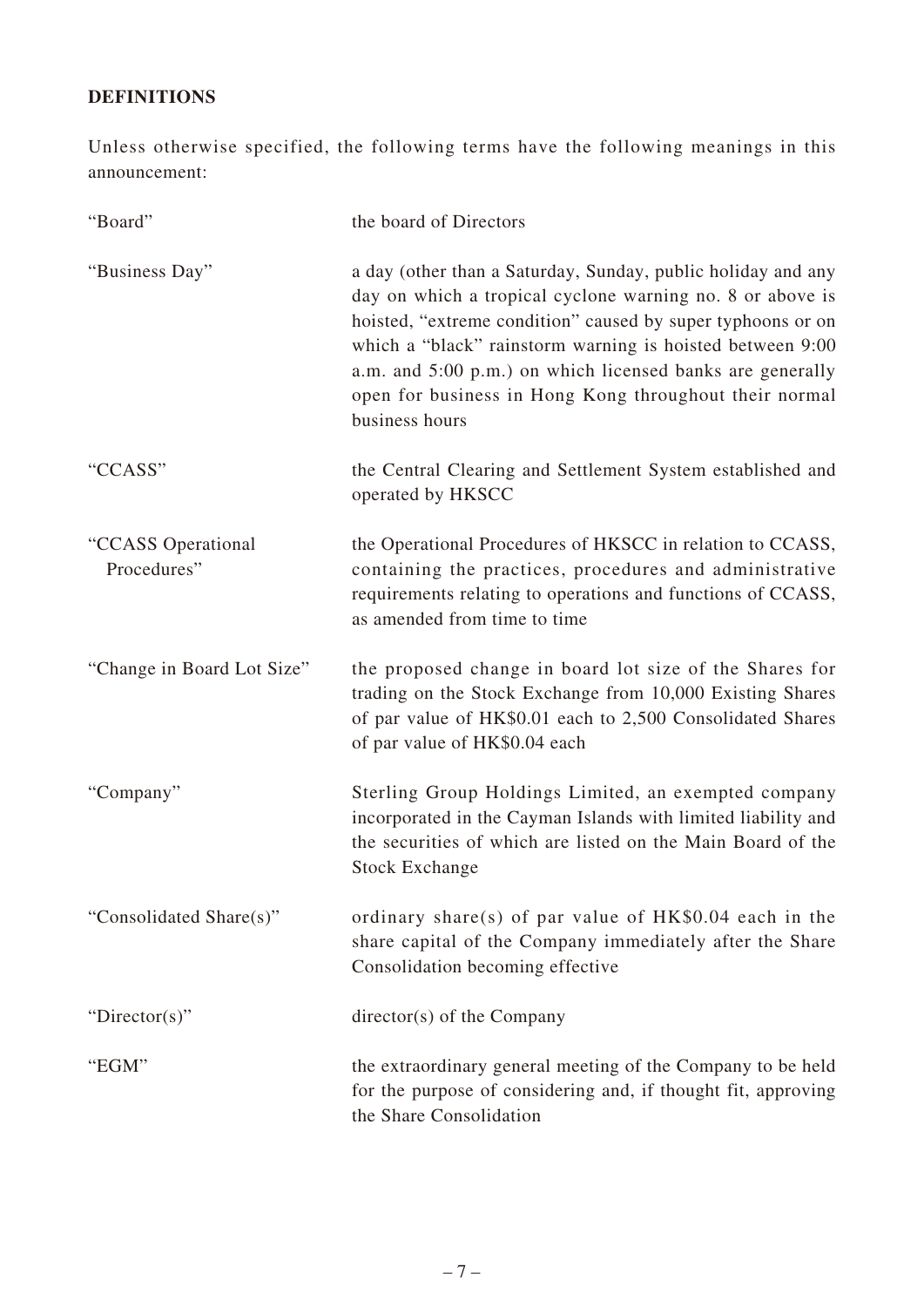**DEFINITIONS**

Unless otherwise specified, the following terms have the following meanings in this announcement:

| | |
|---|---|
| "Board" | the board of Directors |
| "Business Day" | a day (other than a Saturday, Sunday, public holiday and any day on which a tropical cyclone warning no. 8 or above is hoisted, "extreme condition" caused by super typhoons or on which a "black" rainstorm warning is hoisted between 9:00 a.m. and 5:00 p.m.) on which licensed banks are generally open for business in Hong Kong throughout their normal business hours |
| "CCASS" | the Central Clearing and Settlement System established and operated by HKSCC |
| "CCASS Operational Procedures" | the Operational Procedures of HKSCC in relation to CCASS, containing the practices, procedures and administrative requirements relating to operations and functions of CCASS, as amended from time to time |
| "Change in Board Lot Size" | the proposed change in board lot size of the Shares for trading on the Stock Exchange from 10,000 Existing Shares of par value of HK$0.01 each to 2,500 Consolidated Shares of par value of HK$0.04 each |
| "Company" | Sterling Group Holdings Limited, an exempted company incorporated in the Cayman Islands with limited liability and the securities of which are listed on the Main Board of the Stock Exchange |
| "Consolidated Share(s)" | ordinary share(s) of par value of HK$0.04 each in the share capital of the Company immediately after the Share Consolidation becoming effective |
| "Director(s)" | director(s) of the Company |
| "EGM" | the extraordinary general meeting of the Company to be held for the purpose of considering and, if thought fit, approving the Share Consolidation |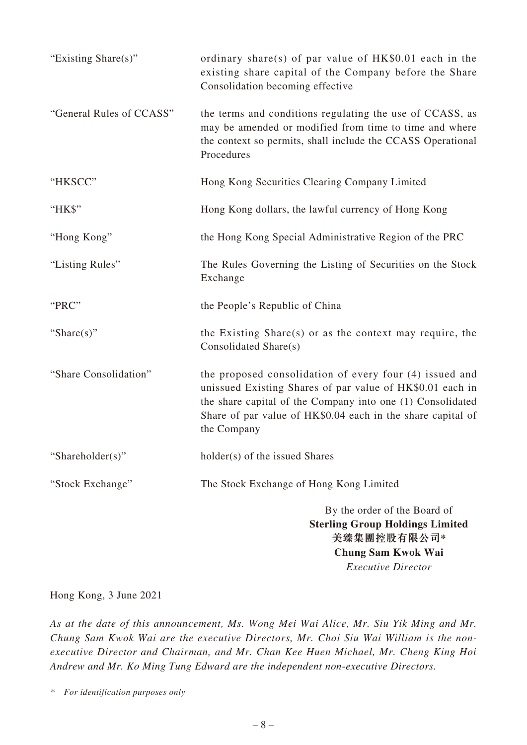| | |
|---|---|
| “Existing Share(s)” | ordinary share(s) of par value of HK$0.01 each in the existing share capital of the Company before the Share Consolidation becoming effective |
| “General Rules of CCASS” | the terms and conditions regulating the use of CCASS, as may be amended or modified from time to time and where the context so permits, shall include the CCASS Operational Procedures |
| “HKSCC” | Hong Kong Securities Clearing Company Limited |
| “HK$” | Hong Kong dollars, the lawful currency of Hong Kong |
| “Hong Kong” | the Hong Kong Special Administrative Region of the PRC |
| “Listing Rules” | The Rules Governing the Listing of Securities on the Stock Exchange |
| “PRC” | the People’s Republic of China |
| “Share(s)” | the Existing Share(s) or as the context may require, the Consolidated Share(s) |
| “Share Consolidation” | the proposed consolidation of every four (4) issued and unissued Existing Shares of par value of HK$0.01 each in the share capital of the Company into one (1) Consolidated Share of par value of HK$0.04 each in the share capital of the Company |
| “Shareholder(s)” | holder(s) of the issued Shares |
| “Stock Exchange” | The Stock Exchange of Hong Kong Limited |

By the order of the Board of
**Sterling Group Holdings Limited**
**美臻集團控股有限公司***
**Chung Sam Kwok Wai**
*Executive Director*

Hong Kong, 3 June 2021

*As at the date of this announcement, Ms. Wong Mei Wai Alice, Mr. Siu Yik Ming and Mr. Chung Sam Kwok Wai are the executive Directors, Mr. Choi Siu Wai William is the non-executive Director and Chairman, and Mr. Chan Kee Huen Michael, Mr. Cheng King Hoi Andrew and Mr. Ko Ming Tung Edward are the independent non-executive Directors.*

\* *For identification purposes only*